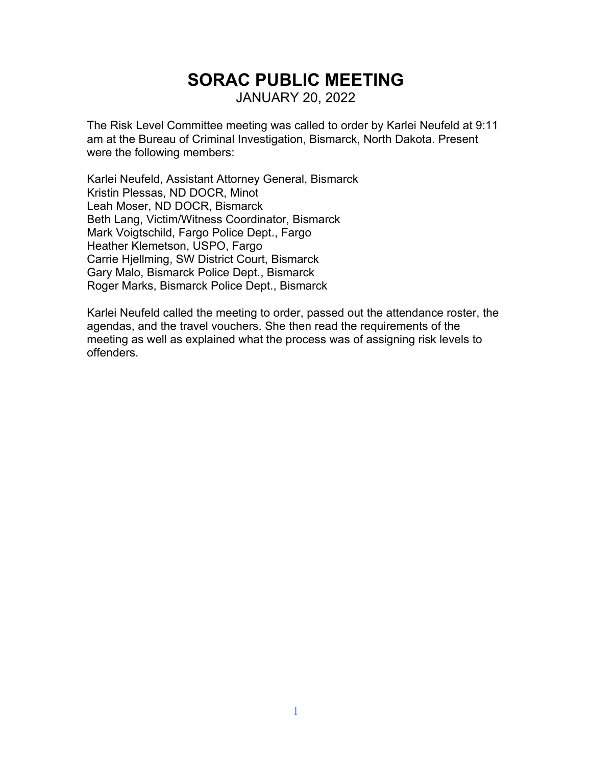# SORAC PUBLIC MEETING

JANUARY 20, 2022

The Risk Level Committee meeting was called to order by Karlei Neufeld at 9:11 am at the Bureau of Criminal Investigation, Bismarck, North Dakota. Present were the following members:

Karlei Neufeld, Assistant Attorney General, Bismarck
Kristin Plessas, ND DOCR, Minot
Leah Moser, ND DOCR, Bismarck
Beth Lang, Victim/Witness Coordinator, Bismarck
Mark Voigtschild, Fargo Police Dept., Fargo
Heather Klemetson, USPO, Fargo
Carrie Hjellming, SW District Court, Bismarck
Gary Malo, Bismarck Police Dept., Bismarck
Roger Marks, Bismarck Police Dept., Bismarck

Karlei Neufeld called the meeting to order, passed out the attendance roster, the agendas, and the travel vouchers. She then read the requirements of the meeting as well as explained what the process was of assigning risk levels to offenders.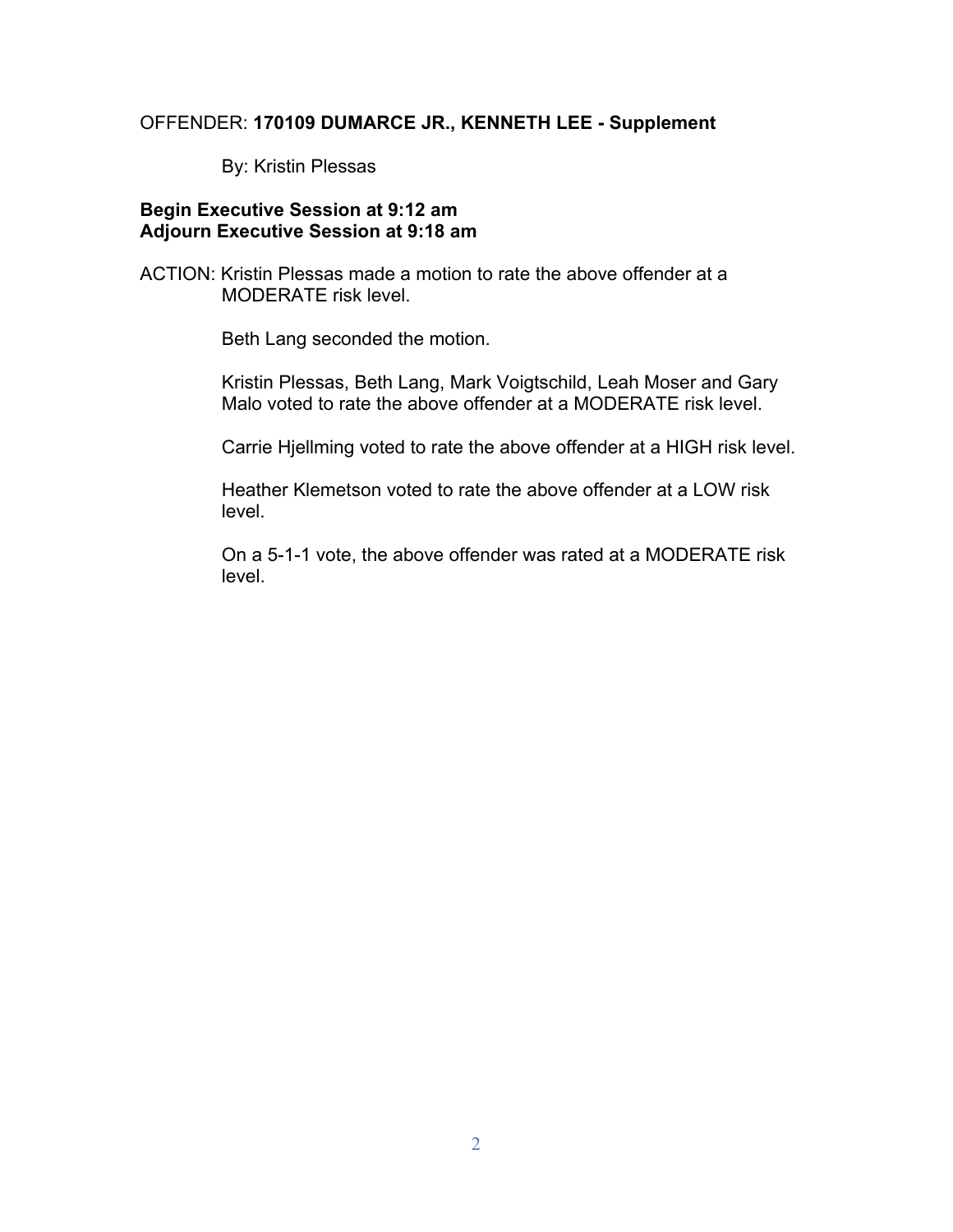OFFENDER: **170109 DUMARCE JR., KENNETH LEE - Supplement**

By: Kristin Plessas

**Begin Executive Session at 9:12 am**
**Adjourn Executive Session at 9:18 am**

ACTION: Kristin Plessas made a motion to rate the above offender at a MODERATE risk level.

Beth Lang seconded the motion.

Kristin Plessas, Beth Lang, Mark Voigtschild, Leah Moser and Gary Malo voted to rate the above offender at a MODERATE risk level.

Carrie Hjellming voted to rate the above offender at a HIGH risk level.

Heather Klemetson voted to rate the above offender at a LOW risk level.

On a 5-1-1 vote, the above offender was rated at a MODERATE risk level.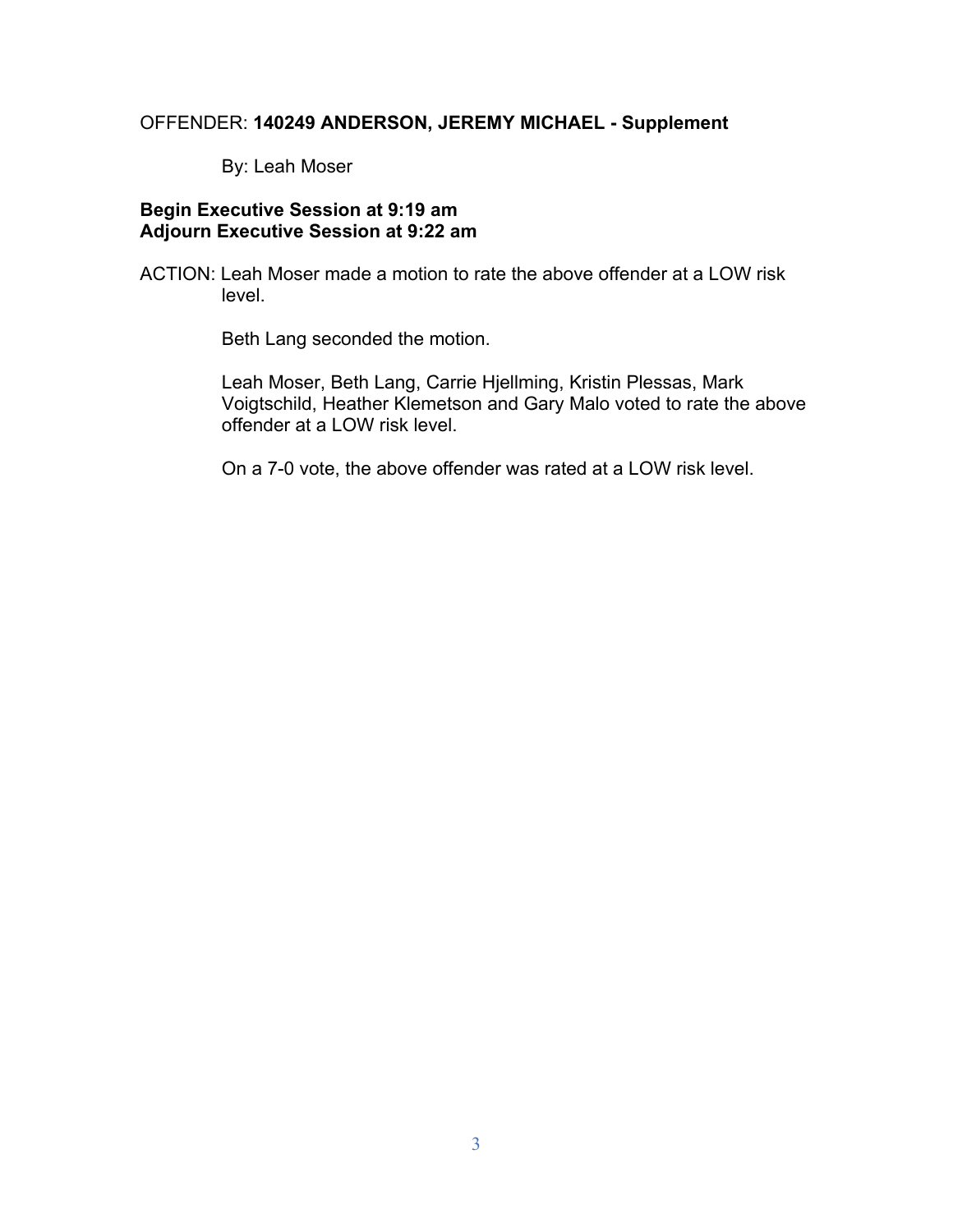OFFENDER: **140249 ANDERSON, JEREMY MICHAEL - Supplement**

By: Leah Moser

**Begin Executive Session at 9:19 am**
**Adjourn Executive Session at 9:22 am**

ACTION: Leah Moser made a motion to rate the above offender at a LOW risk level.

Beth Lang seconded the motion.

Leah Moser, Beth Lang, Carrie Hjellming, Kristin Plessas, Mark Voigtschild, Heather Klemetson and Gary Malo voted to rate the above offender at a LOW risk level.

On a 7-0 vote, the above offender was rated at a LOW risk level.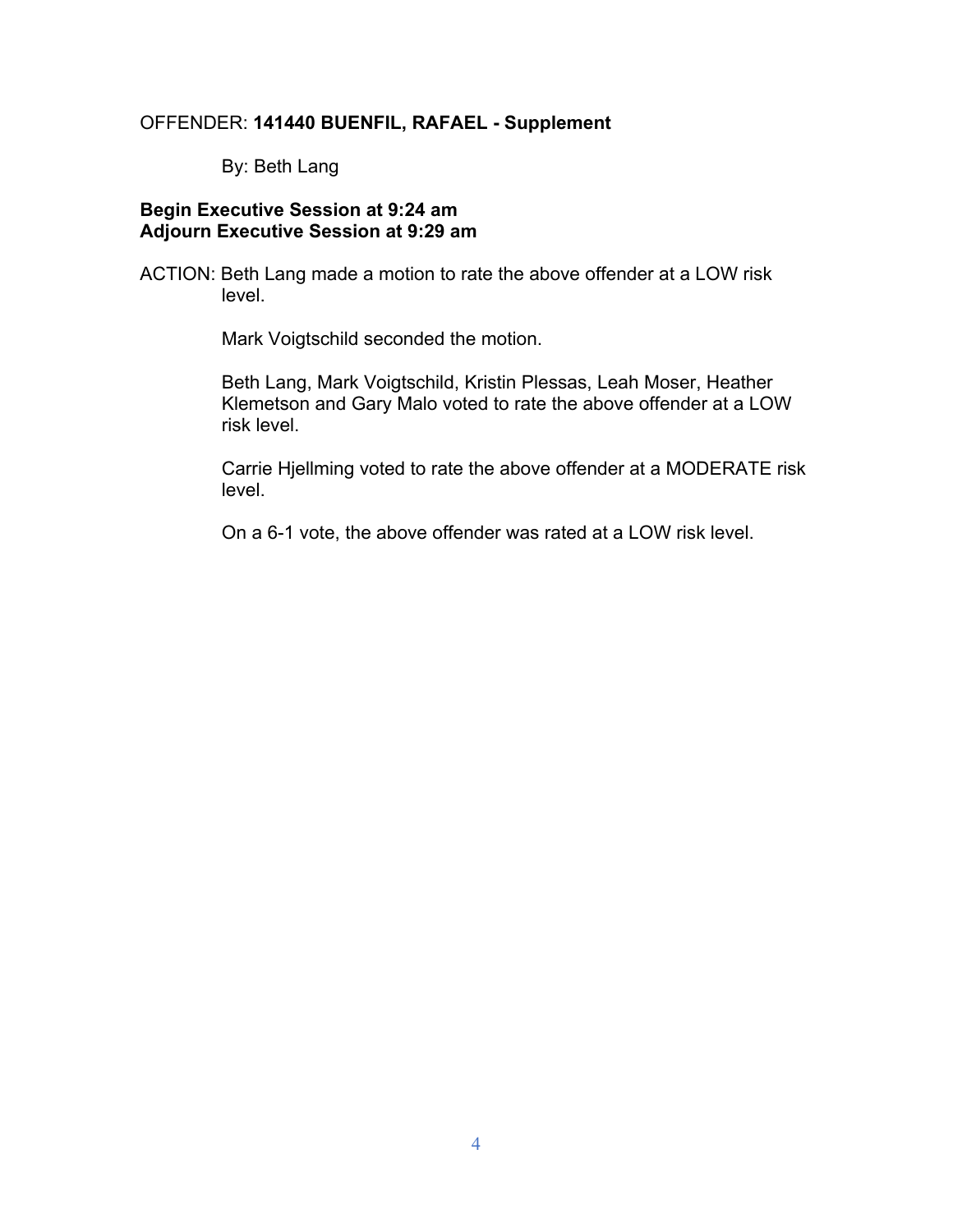OFFENDER: **141440 BUENFIL, RAFAEL - Supplement**

By: Beth Lang

**Begin Executive Session at 9:24 am**
**Adjourn Executive Session at 9:29 am**

ACTION: Beth Lang made a motion to rate the above offender at a LOW risk level.

Mark Voigtschild seconded the motion.

Beth Lang, Mark Voigtschild, Kristin Plessas, Leah Moser, Heather Klemetson and Gary Malo voted to rate the above offender at a LOW risk level.

Carrie Hjellming voted to rate the above offender at a MODERATE risk level.

On a 6-1 vote, the above offender was rated at a LOW risk level.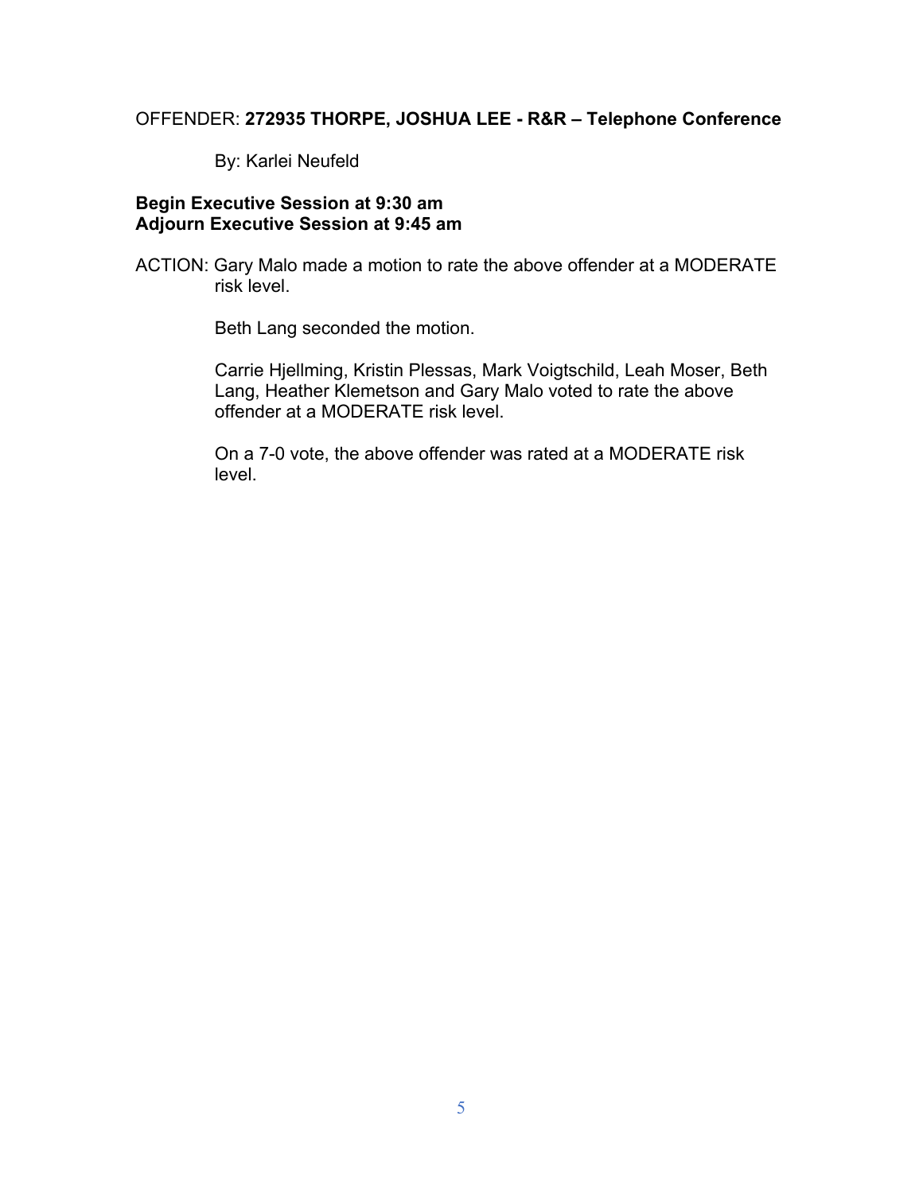OFFENDER: **272935 THORPE, JOSHUA LEE - R&R – Telephone Conference**

By: Karlei Neufeld

**Begin Executive Session at 9:30 am**
**Adjourn Executive Session at 9:45 am**

ACTION: Gary Malo made a motion to rate the above offender at a MODERATE risk level.

Beth Lang seconded the motion.

Carrie Hjellming, Kristin Plessas, Mark Voigtschild, Leah Moser, Beth Lang, Heather Klemetson and Gary Malo voted to rate the above offender at a MODERATE risk level.

On a 7-0 vote, the above offender was rated at a MODERATE risk level.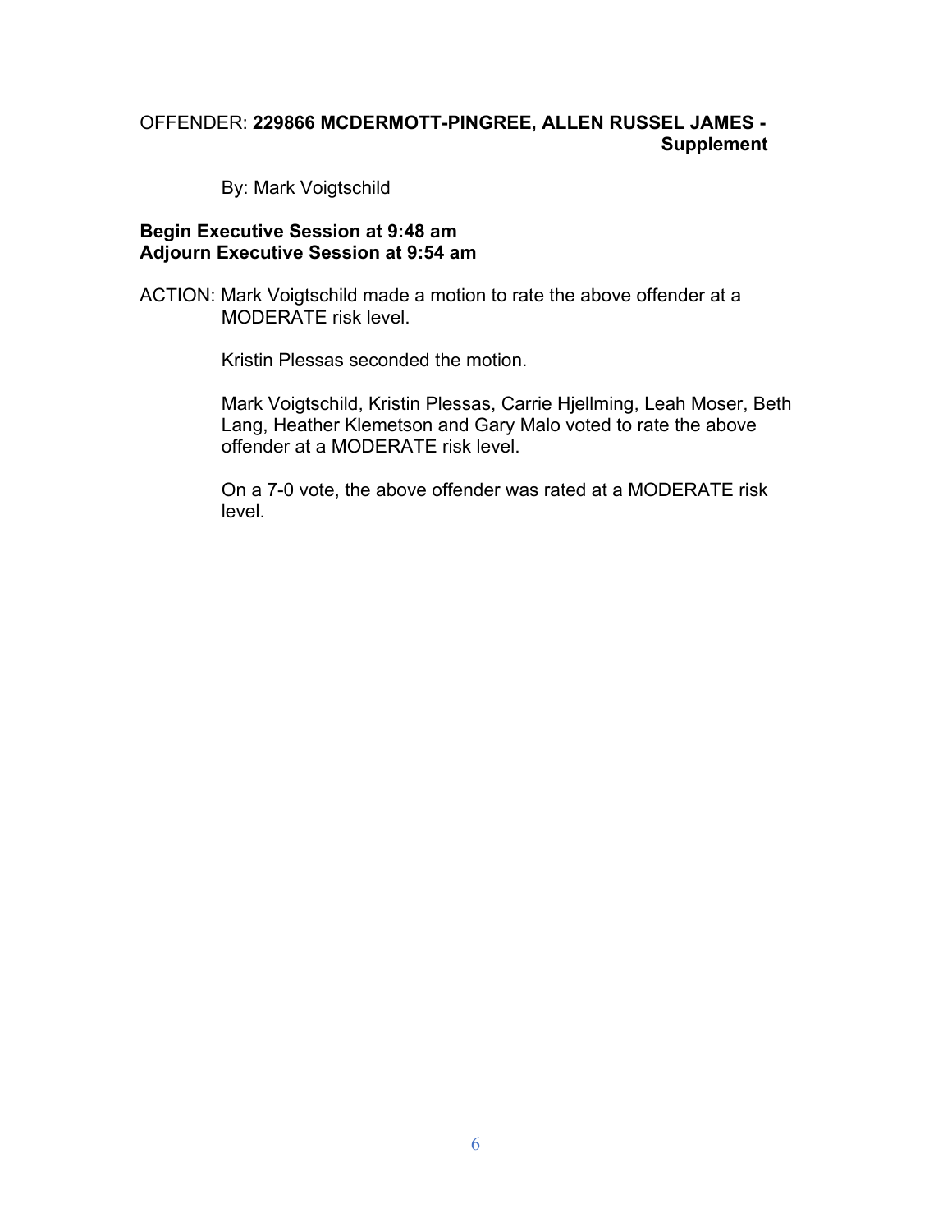OFFENDER: **229866 MCDERMOTT-PINGREE, ALLEN RUSSEL JAMES - Supplement**

By: Mark Voigtschild

**Begin Executive Session at 9:48 am**
**Adjourn Executive Session at 9:54 am**

ACTION: Mark Voigtschild made a motion to rate the above offender at a MODERATE risk level.

Kristin Plessas seconded the motion.

Mark Voigtschild, Kristin Plessas, Carrie Hjellming, Leah Moser, Beth Lang, Heather Klemetson and Gary Malo voted to rate the above offender at a MODERATE risk level.

On a 7-0 vote, the above offender was rated at a MODERATE risk level.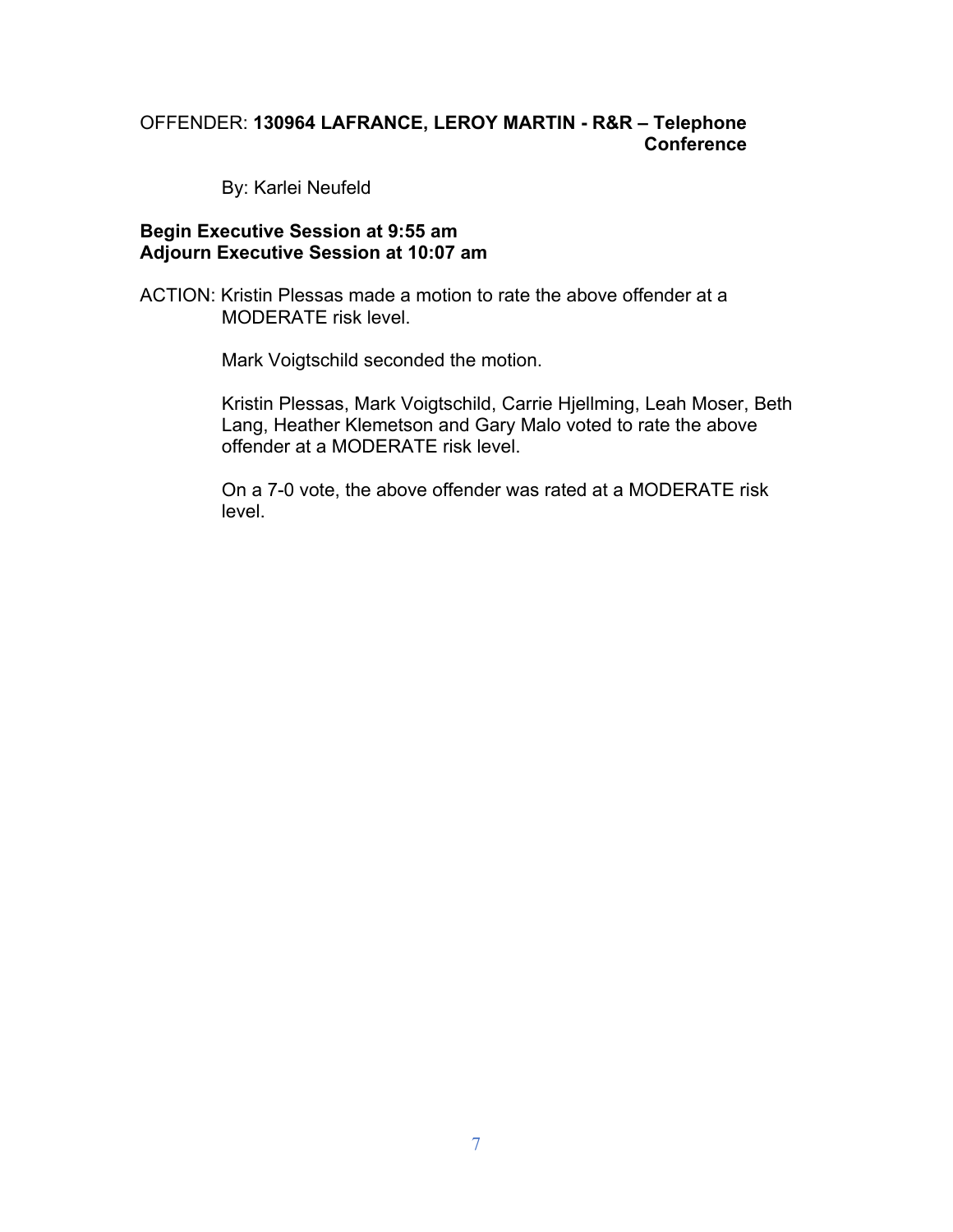OFFENDER: **130964 LAFRANCE, LEROY MARTIN - R&R – Telephone Conference**

By: Karlei Neufeld

**Begin Executive Session at 9:55 am**
**Adjourn Executive Session at 10:07 am**

ACTION: Kristin Plessas made a motion to rate the above offender at a MODERATE risk level.

Mark Voigtschild seconded the motion.

Kristin Plessas, Mark Voigtschild, Carrie Hjellming, Leah Moser, Beth Lang, Heather Klemetson and Gary Malo voted to rate the above offender at a MODERATE risk level.

On a 7-0 vote, the above offender was rated at a MODERATE risk level.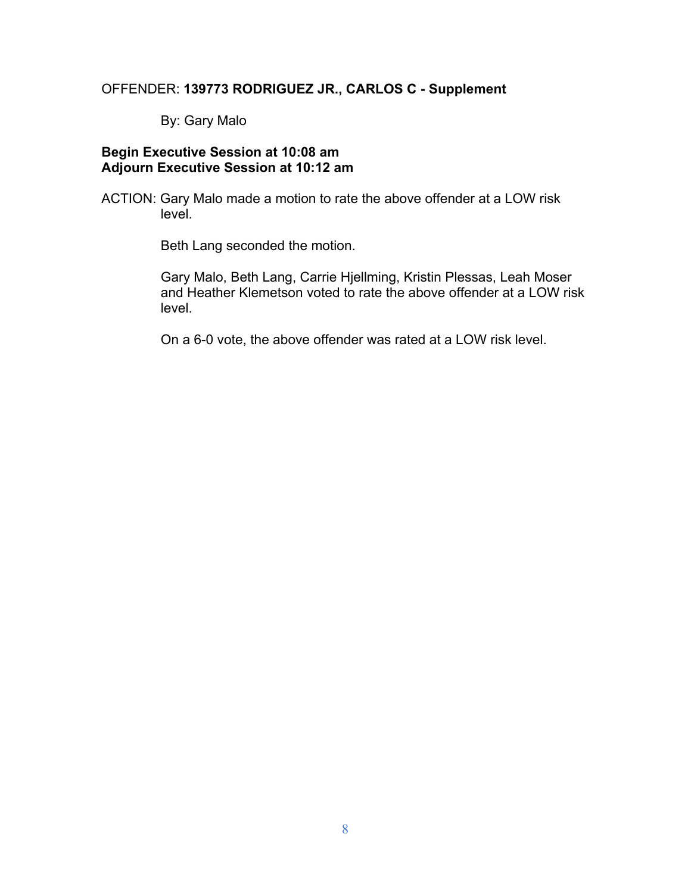OFFENDER: **139773 RODRIGUEZ JR., CARLOS C - Supplement**

By: Gary Malo

**Begin Executive Session at 10:08 am**
**Adjourn Executive Session at 10:12 am**

ACTION: Gary Malo made a motion to rate the above offender at a LOW risk level.

Beth Lang seconded the motion.

Gary Malo, Beth Lang, Carrie Hjellming, Kristin Plessas, Leah Moser and Heather Klemetson voted to rate the above offender at a LOW risk level.

On a 6-0 vote, the above offender was rated at a LOW risk level.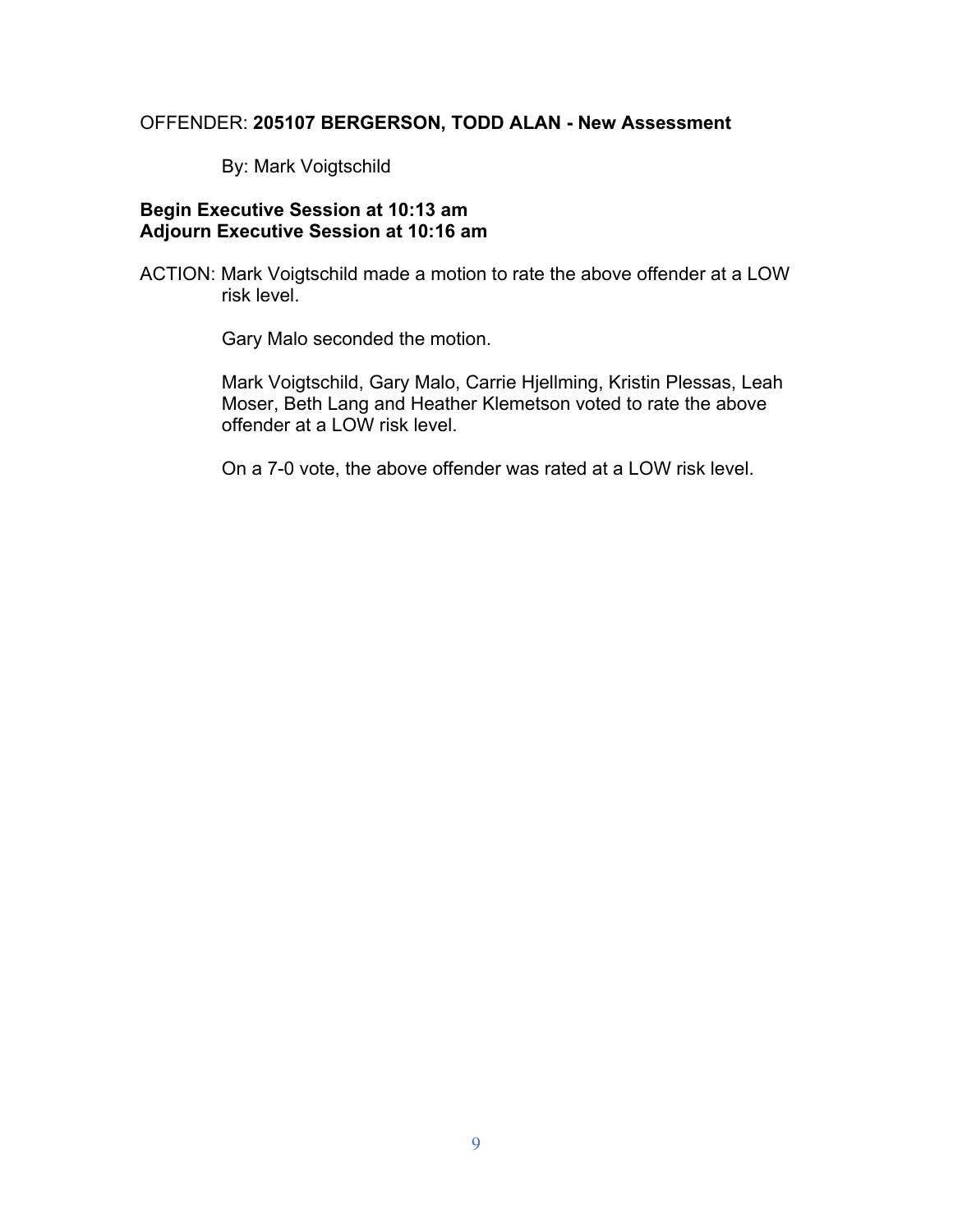OFFENDER: **205107 BERGERSON, TODD ALAN - New Assessment**

By: Mark Voigtschild

**Begin Executive Session at 10:13 am**
**Adjourn Executive Session at 10:16 am**

ACTION: Mark Voigtschild made a motion to rate the above offender at a LOW risk level.

Gary Malo seconded the motion.

Mark Voigtschild, Gary Malo, Carrie Hjellming, Kristin Plessas, Leah Moser, Beth Lang and Heather Klemetson voted to rate the above offender at a LOW risk level.

On a 7-0 vote, the above offender was rated at a LOW risk level.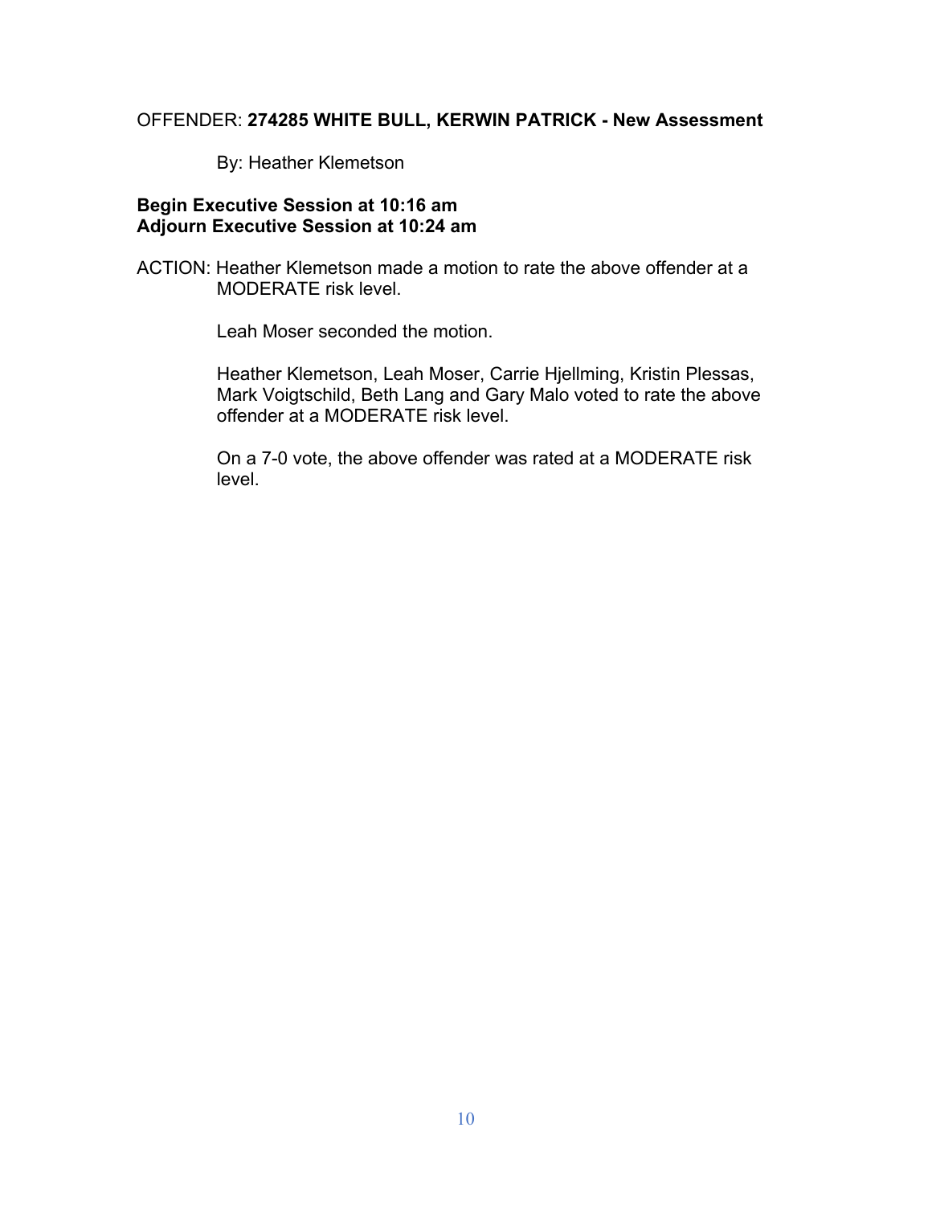OFFENDER: **274285 WHITE BULL, KERWIN PATRICK - New Assessment**

By: Heather Klemetson

**Begin Executive Session at 10:16 am**
**Adjourn Executive Session at 10:24 am**

ACTION: Heather Klemetson made a motion to rate the above offender at a MODERATE risk level.

Leah Moser seconded the motion.

Heather Klemetson, Leah Moser, Carrie Hjellming, Kristin Plessas, Mark Voigtschild, Beth Lang and Gary Malo voted to rate the above offender at a MODERATE risk level.

On a 7-0 vote, the above offender was rated at a MODERATE risk level.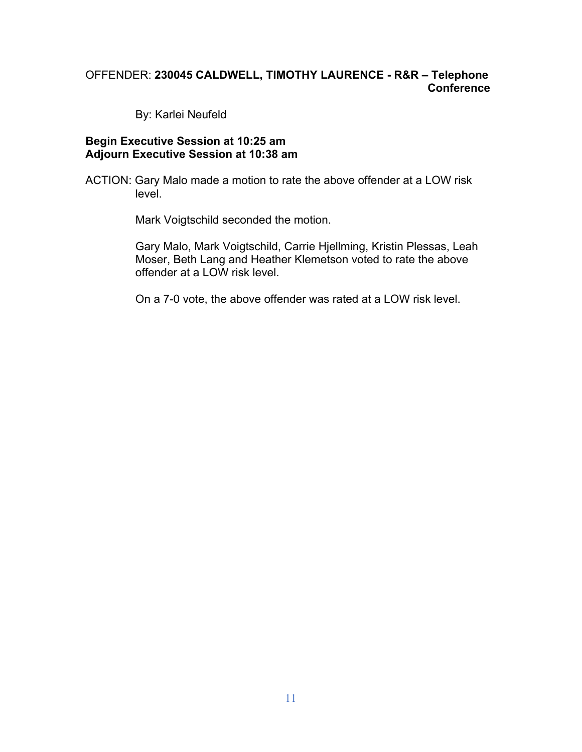OFFENDER: **230045 CALDWELL, TIMOTHY LAURENCE - R&R – Telephone Conference**

By: Karlei Neufeld

**Begin Executive Session at 10:25 am**
**Adjourn Executive Session at 10:38 am**

ACTION: Gary Malo made a motion to rate the above offender at a LOW risk level.

Mark Voigtschild seconded the motion.

Gary Malo, Mark Voigtschild, Carrie Hjellming, Kristin Plessas, Leah Moser, Beth Lang and Heather Klemetson voted to rate the above offender at a LOW risk level.

On a 7-0 vote, the above offender was rated at a LOW risk level.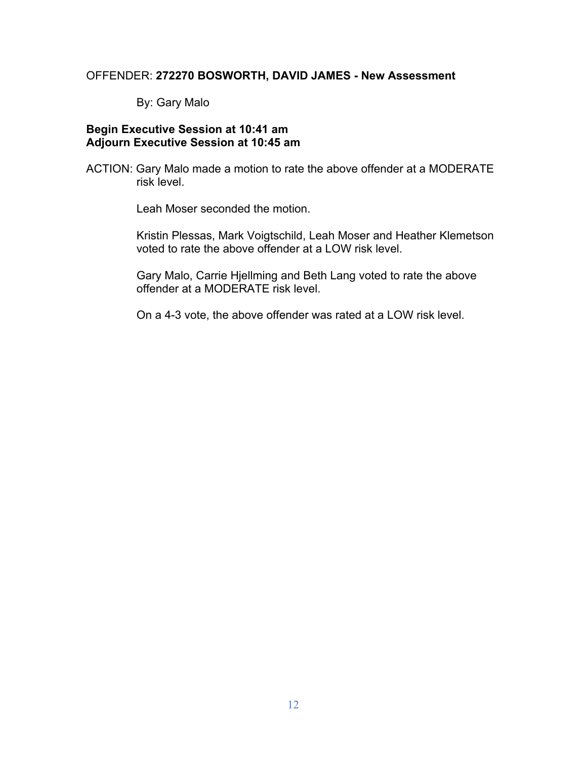OFFENDER: **272270 BOSWORTH, DAVID JAMES - New Assessment**

By: Gary Malo

**Begin Executive Session at 10:41 am**
**Adjourn Executive Session at 10:45 am**

ACTION: Gary Malo made a motion to rate the above offender at a MODERATE risk level.

Leah Moser seconded the motion.

Kristin Plessas, Mark Voigtschild, Leah Moser and Heather Klemetson voted to rate the above offender at a LOW risk level.

Gary Malo, Carrie Hjellming and Beth Lang voted to rate the above offender at a MODERATE risk level.

On a 4-3 vote, the above offender was rated at a LOW risk level.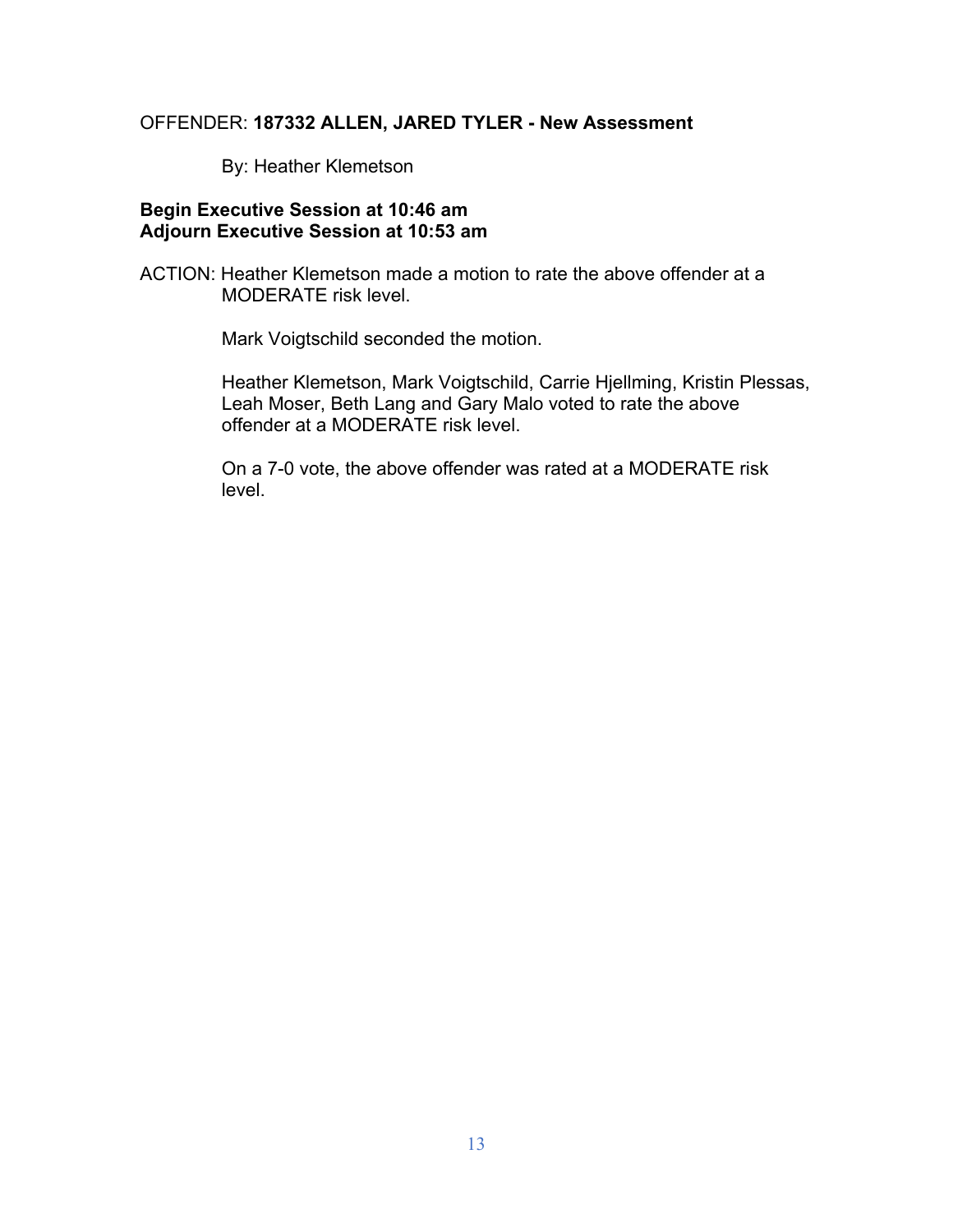OFFENDER: **187332 ALLEN, JARED TYLER - New Assessment**

By: Heather Klemetson

**Begin Executive Session at 10:46 am**
**Adjourn Executive Session at 10:53 am**

ACTION: Heather Klemetson made a motion to rate the above offender at a MODERATE risk level.

Mark Voigtschild seconded the motion.

Heather Klemetson, Mark Voigtschild, Carrie Hjellming, Kristin Plessas, Leah Moser, Beth Lang and Gary Malo voted to rate the above offender at a MODERATE risk level.

On a 7-0 vote, the above offender was rated at a MODERATE risk level.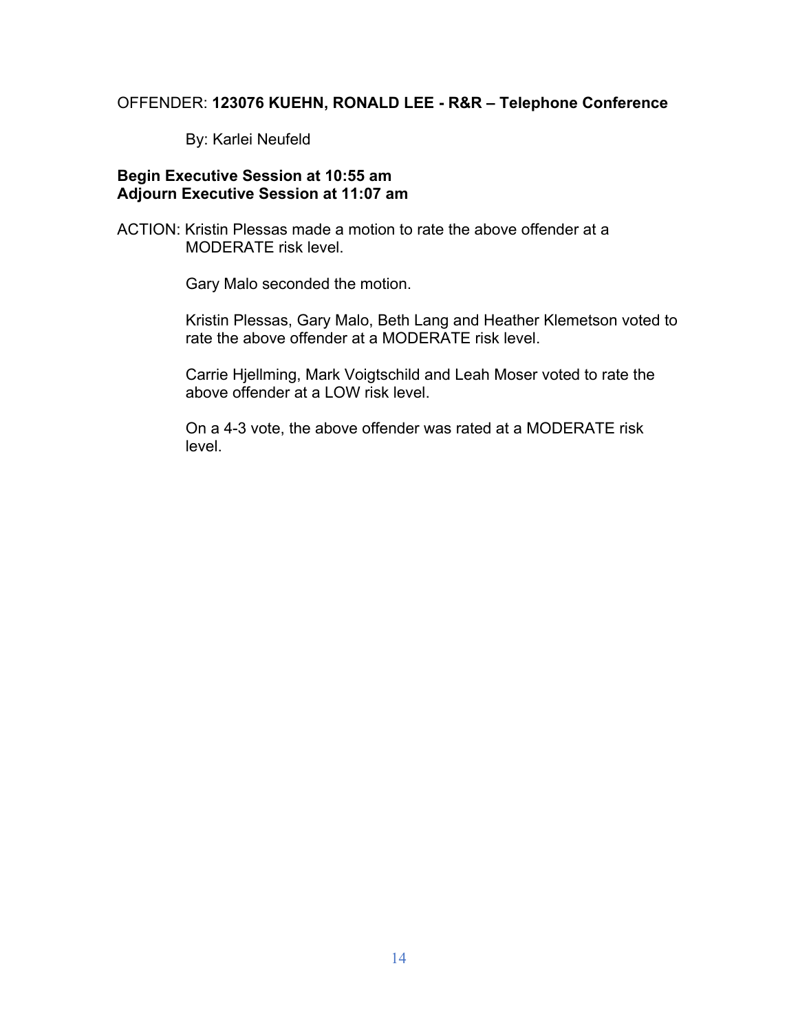OFFENDER: **123076 KUEHN, RONALD LEE - R&R – Telephone Conference**

By: Karlei Neufeld

**Begin Executive Session at 10:55 am**
**Adjourn Executive Session at 11:07 am**

ACTION: Kristin Plessas made a motion to rate the above offender at a MODERATE risk level.

Gary Malo seconded the motion.

Kristin Plessas, Gary Malo, Beth Lang and Heather Klemetson voted to rate the above offender at a MODERATE risk level.

Carrie Hjellming, Mark Voigtschild and Leah Moser voted to rate the above offender at a LOW risk level.

On a 4-3 vote, the above offender was rated at a MODERATE risk level.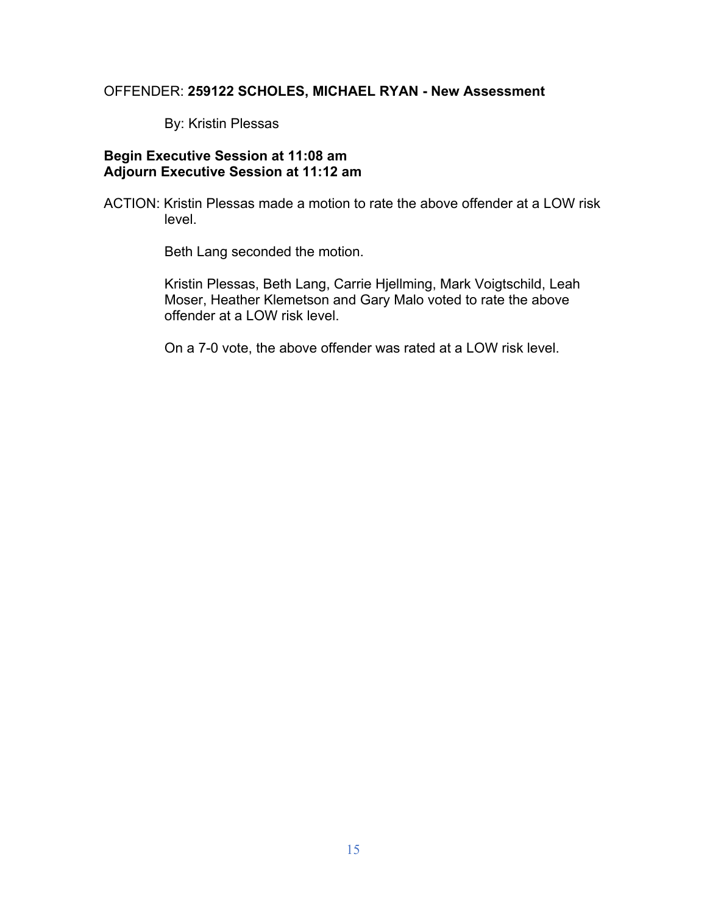OFFENDER: **259122 SCHOLES, MICHAEL RYAN - New Assessment**

By: Kristin Plessas

**Begin Executive Session at 11:08 am**
**Adjourn Executive Session at 11:12 am**

ACTION: Kristin Plessas made a motion to rate the above offender at a LOW risk level.

Beth Lang seconded the motion.

Kristin Plessas, Beth Lang, Carrie Hjellming, Mark Voigtschild, Leah Moser, Heather Klemetson and Gary Malo voted to rate the above offender at a LOW risk level.

On a 7-0 vote, the above offender was rated at a LOW risk level.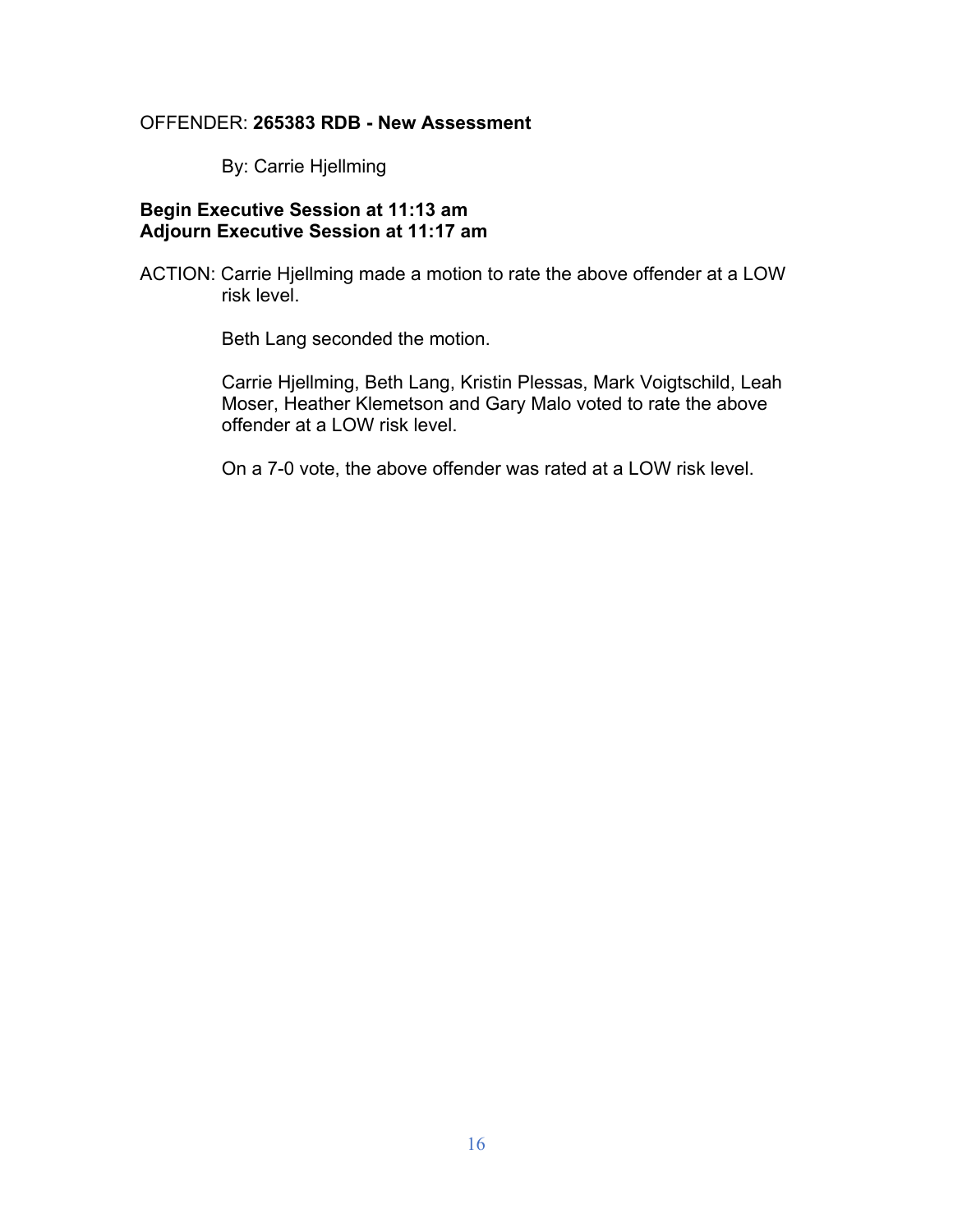OFFENDER: **265383 RDB - New Assessment**

By: Carrie Hjellming

**Begin Executive Session at 11:13 am**
**Adjourn Executive Session at 11:17 am**

ACTION: Carrie Hjellming made a motion to rate the above offender at a LOW risk level.

Beth Lang seconded the motion.

Carrie Hjellming, Beth Lang, Kristin Plessas, Mark Voigtschild, Leah Moser, Heather Klemetson and Gary Malo voted to rate the above offender at a LOW risk level.

On a 7-0 vote, the above offender was rated at a LOW risk level.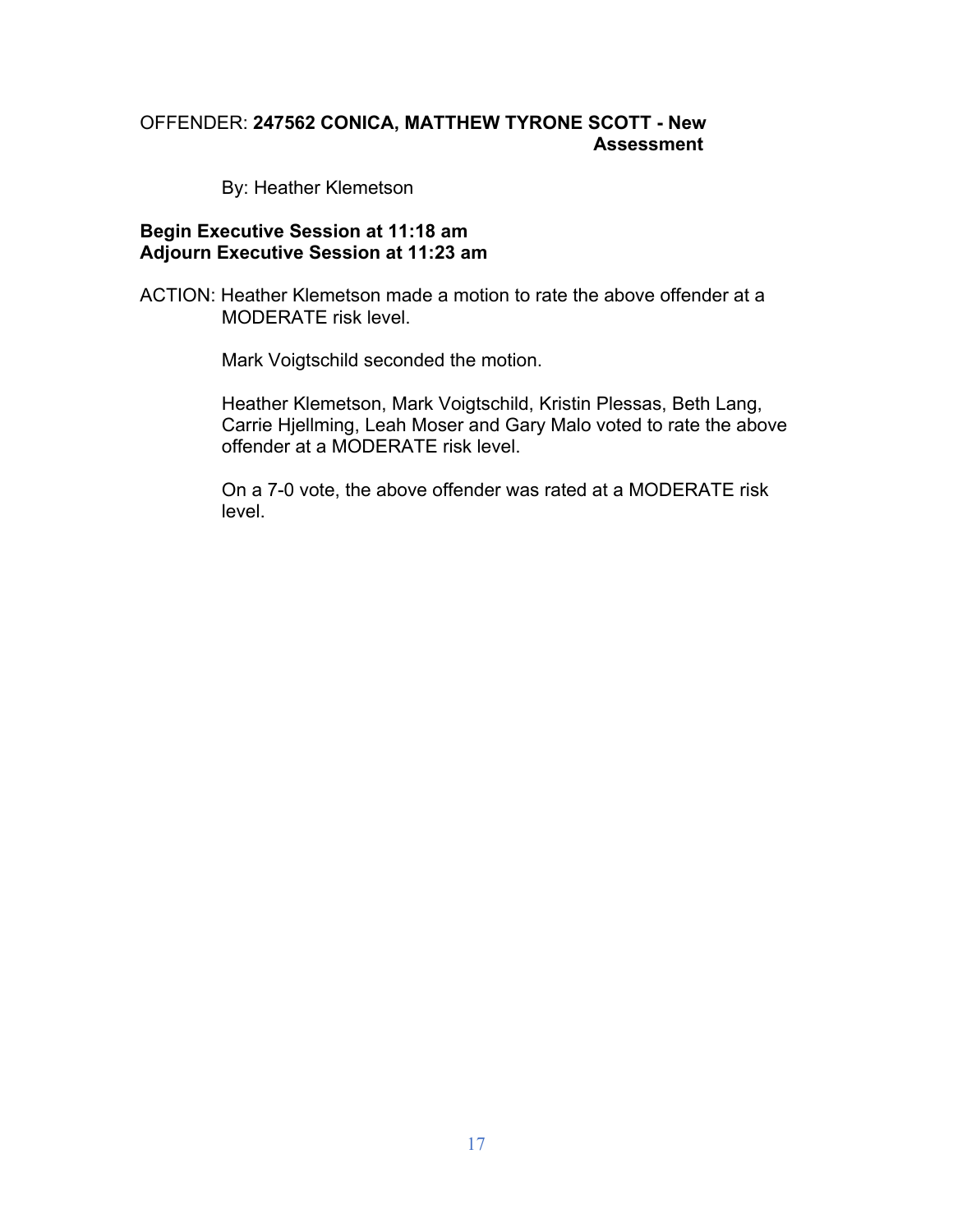OFFENDER: **247562 CONICA, MATTHEW TYRONE SCOTT - New Assessment**

By: Heather Klemetson

**Begin Executive Session at 11:18 am**
**Adjourn Executive Session at 11:23 am**

ACTION: Heather Klemetson made a motion to rate the above offender at a MODERATE risk level.

Mark Voigtschild seconded the motion.

Heather Klemetson, Mark Voigtschild, Kristin Plessas, Beth Lang, Carrie Hjellming, Leah Moser and Gary Malo voted to rate the above offender at a MODERATE risk level.

On a 7-0 vote, the above offender was rated at a MODERATE risk level.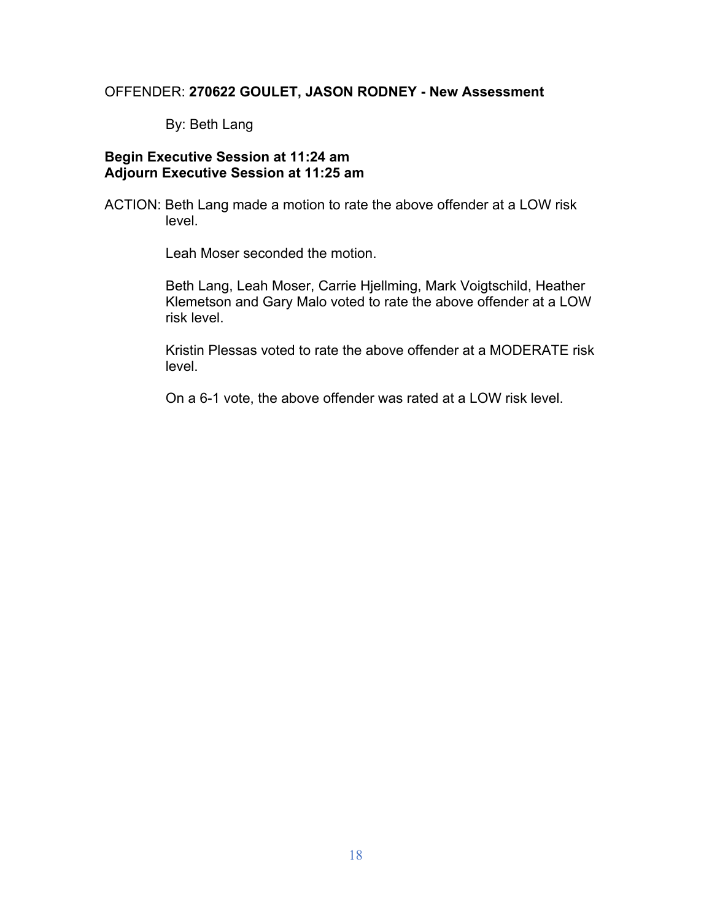OFFENDER: **270622 GOULET, JASON RODNEY - New Assessment**

By: Beth Lang

**Begin Executive Session at 11:24 am**
**Adjourn Executive Session at 11:25 am**

ACTION: Beth Lang made a motion to rate the above offender at a LOW risk level.

Leah Moser seconded the motion.

Beth Lang, Leah Moser, Carrie Hjellming, Mark Voigtschild, Heather Klemetson and Gary Malo voted to rate the above offender at a LOW risk level.

Kristin Plessas voted to rate the above offender at a MODERATE risk level.

On a 6-1 vote, the above offender was rated at a LOW risk level.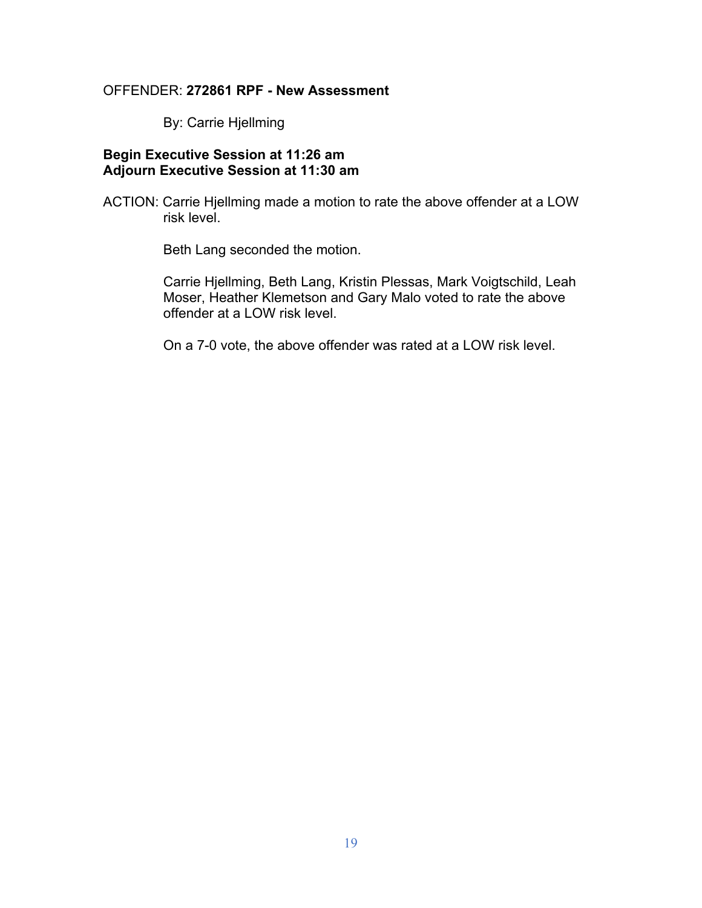OFFENDER: **272861 RPF - New Assessment**

By: Carrie Hjellming

**Begin Executive Session at 11:26 am**
**Adjourn Executive Session at 11:30 am**

ACTION: Carrie Hjellming made a motion to rate the above offender at a LOW risk level.

Beth Lang seconded the motion.

Carrie Hjellming, Beth Lang, Kristin Plessas, Mark Voigtschild, Leah Moser, Heather Klemetson and Gary Malo voted to rate the above offender at a LOW risk level.

On a 7-0 vote, the above offender was rated at a LOW risk level.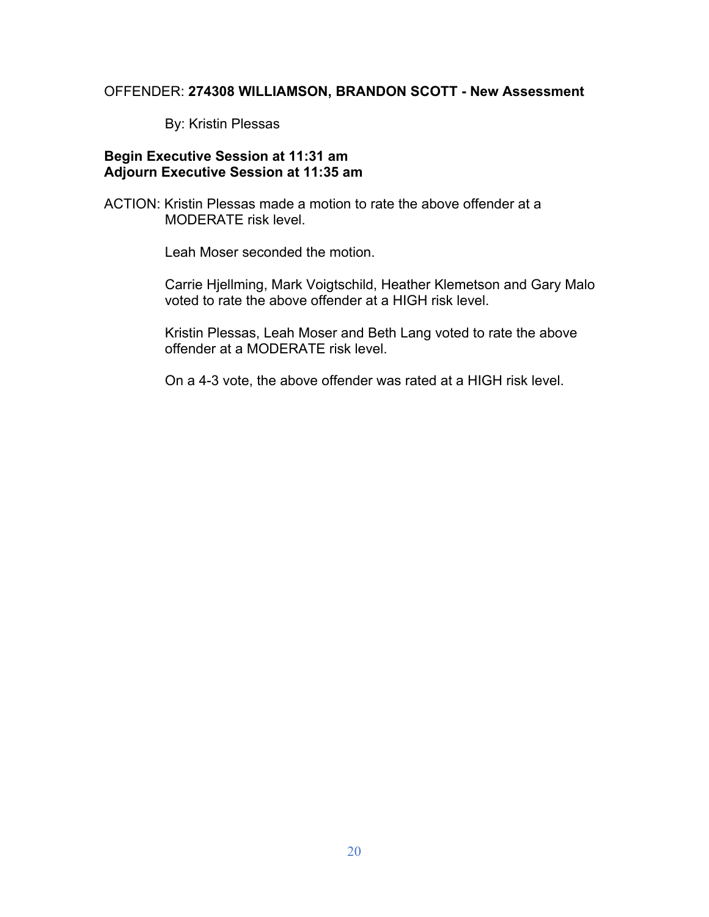OFFENDER: **274308 WILLIAMSON, BRANDON SCOTT - New Assessment**

By: Kristin Plessas

**Begin Executive Session at 11:31 am**
**Adjourn Executive Session at 11:35 am**

ACTION: Kristin Plessas made a motion to rate the above offender at a MODERATE risk level.

Leah Moser seconded the motion.

Carrie Hjellming, Mark Voigtschild, Heather Klemetson and Gary Malo voted to rate the above offender at a HIGH risk level.

Kristin Plessas, Leah Moser and Beth Lang voted to rate the above offender at a MODERATE risk level.

On a 4-3 vote, the above offender was rated at a HIGH risk level.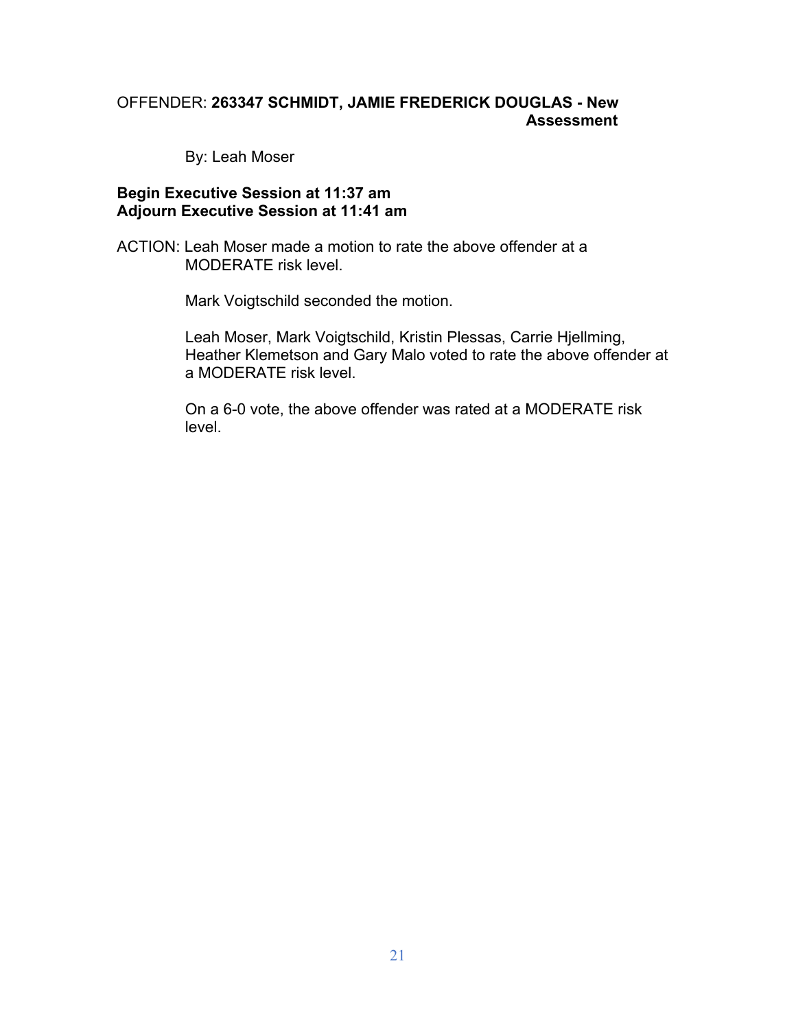OFFENDER: **263347 SCHMIDT, JAMIE FREDERICK DOUGLAS - New Assessment**

By: Leah Moser

**Begin Executive Session at 11:37 am**
**Adjourn Executive Session at 11:41 am**

ACTION: Leah Moser made a motion to rate the above offender at a MODERATE risk level.

Mark Voigtschild seconded the motion.

Leah Moser, Mark Voigtschild, Kristin Plessas, Carrie Hjellming, Heather Klemetson and Gary Malo voted to rate the above offender at a MODERATE risk level.

On a 6-0 vote, the above offender was rated at a MODERATE risk level.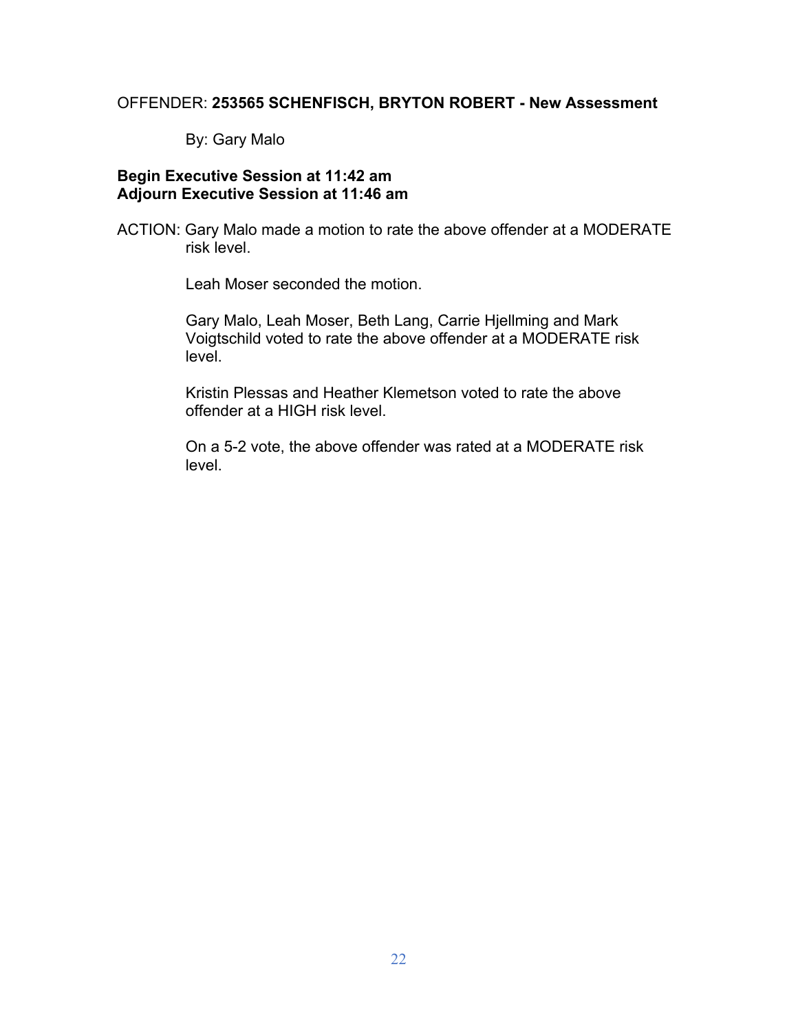OFFENDER: **253565 SCHENFISCH, BRYTON ROBERT - New Assessment**

By: Gary Malo

**Begin Executive Session at 11:42 am**
**Adjourn Executive Session at 11:46 am**

ACTION: Gary Malo made a motion to rate the above offender at a MODERATE risk level.

Leah Moser seconded the motion.

Gary Malo, Leah Moser, Beth Lang, Carrie Hjellming and Mark Voigtschild voted to rate the above offender at a MODERATE risk level.

Kristin Plessas and Heather Klemetson voted to rate the above offender at a HIGH risk level.

On a 5-2 vote, the above offender was rated at a MODERATE risk level.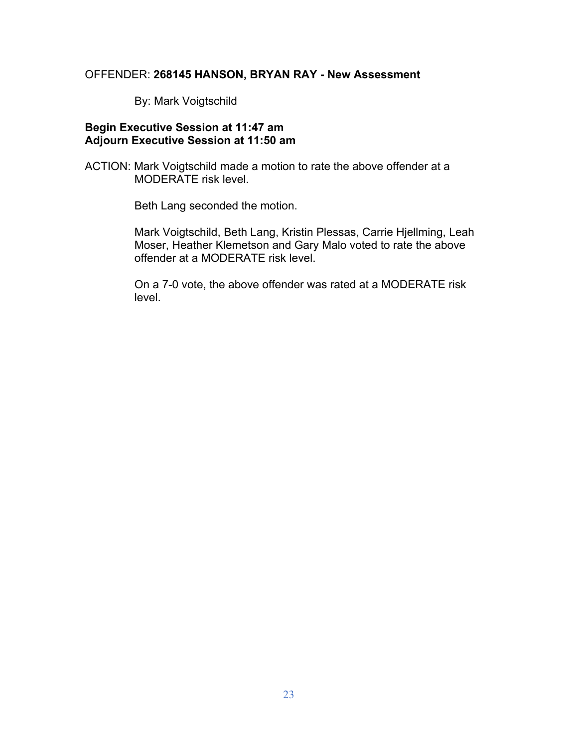OFFENDER: **268145 HANSON, BRYAN RAY - New Assessment**

By: Mark Voigtschild

**Begin Executive Session at 11:47 am**
**Adjourn Executive Session at 11:50 am**

ACTION: Mark Voigtschild made a motion to rate the above offender at a MODERATE risk level.

Beth Lang seconded the motion.

Mark Voigtschild, Beth Lang, Kristin Plessas, Carrie Hjellming, Leah Moser, Heather Klemetson and Gary Malo voted to rate the above offender at a MODERATE risk level.

On a 7-0 vote, the above offender was rated at a MODERATE risk level.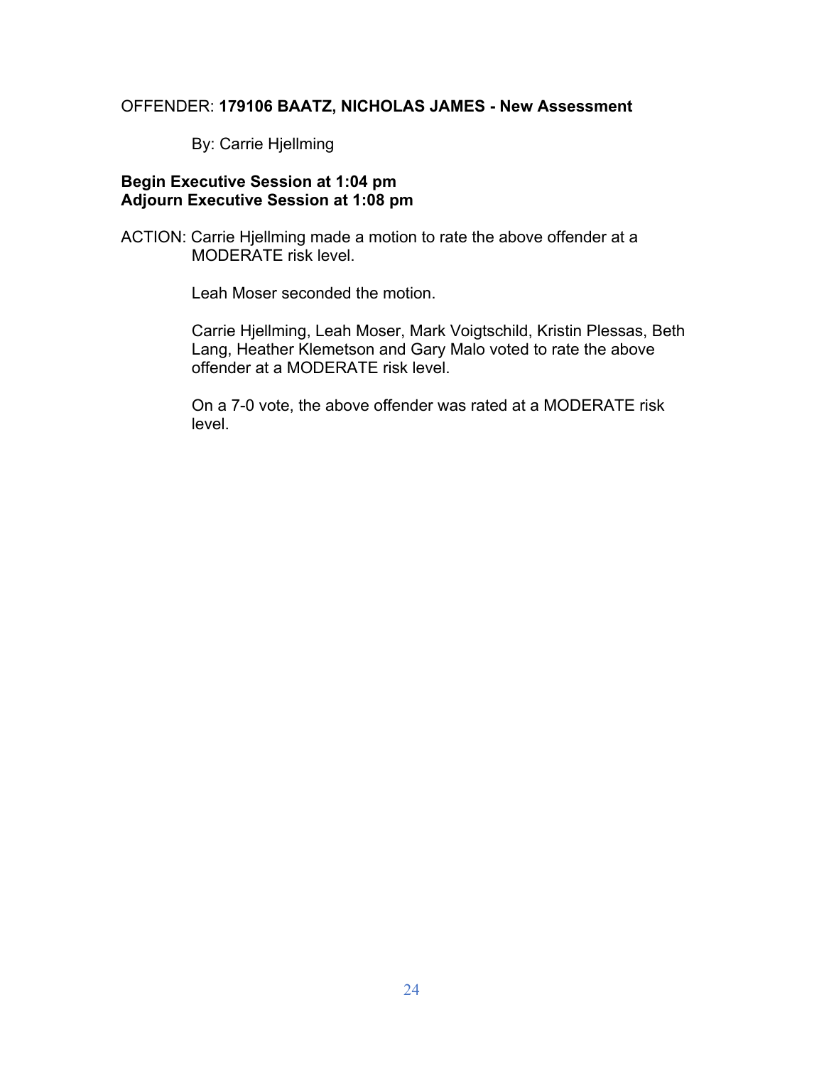OFFENDER: **179106 BAATZ, NICHOLAS JAMES - New Assessment**

By: Carrie Hjellming

**Begin Executive Session at 1:04 pm**
**Adjourn Executive Session at 1:08 pm**

ACTION: Carrie Hjellming made a motion to rate the above offender at a MODERATE risk level.

Leah Moser seconded the motion.

Carrie Hjellming, Leah Moser, Mark Voigtschild, Kristin Plessas, Beth Lang, Heather Klemetson and Gary Malo voted to rate the above offender at a MODERATE risk level.

On a 7-0 vote, the above offender was rated at a MODERATE risk level.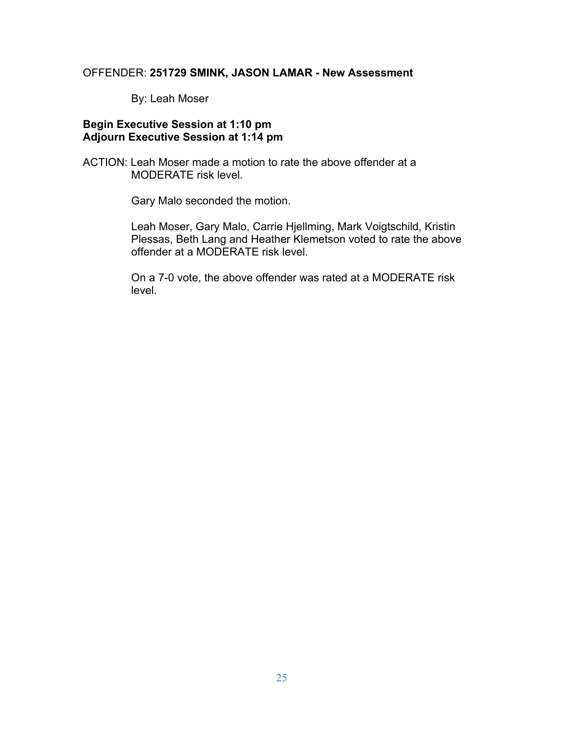OFFENDER: **251729 SMINK, JASON LAMAR - New Assessment**

By: Leah Moser

**Begin Executive Session at 1:10 pm**
**Adjourn Executive Session at 1:14 pm**

ACTION: Leah Moser made a motion to rate the above offender at a MODERATE risk level.

Gary Malo seconded the motion.

Leah Moser, Gary Malo, Carrie Hjellming, Mark Voigtschild, Kristin Plessas, Beth Lang and Heather Klemetson voted to rate the above offender at a MODERATE risk level.

On a 7-0 vote, the above offender was rated at a MODERATE risk level.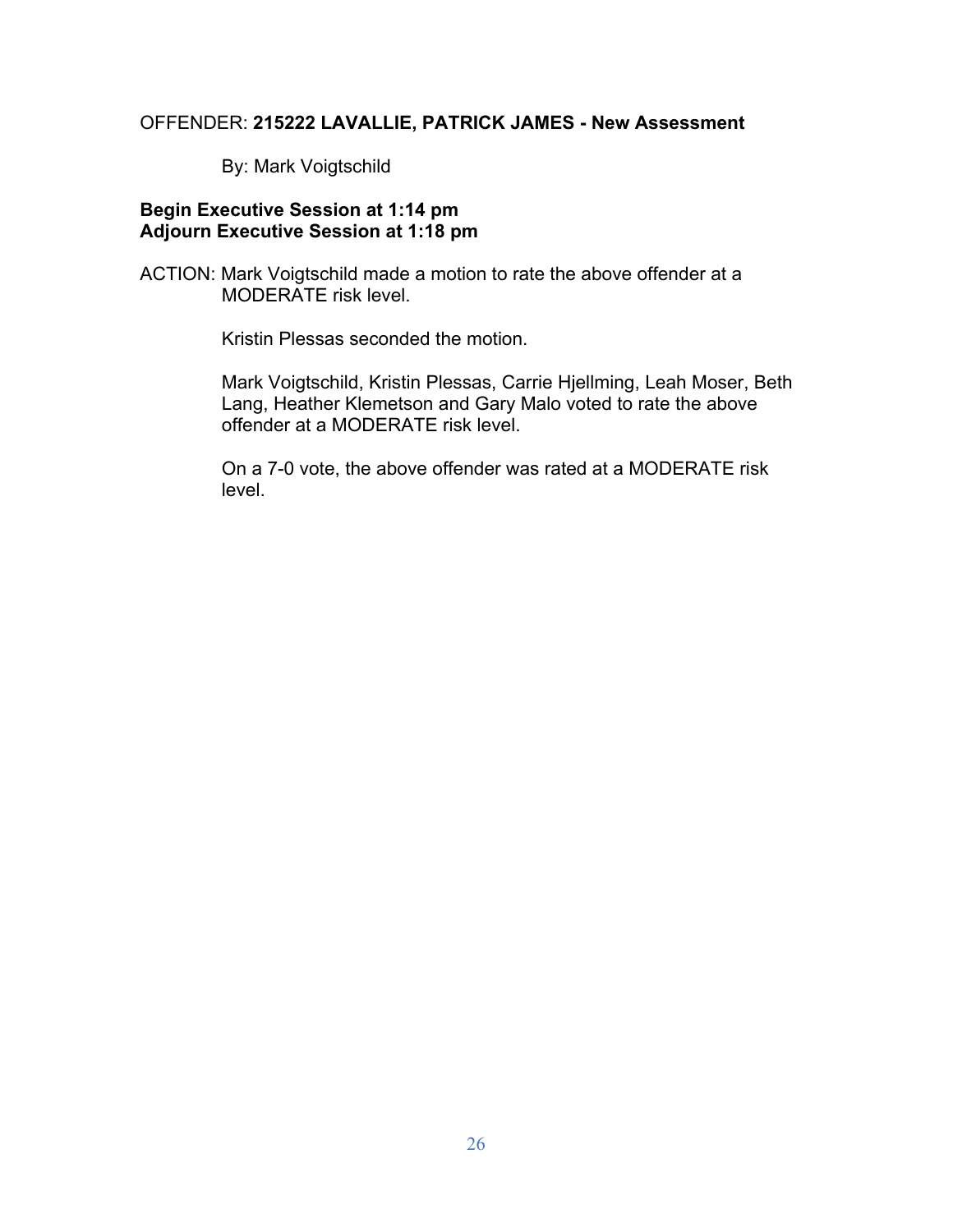OFFENDER: **215222 LAVALLIE, PATRICK JAMES - New Assessment**

By: Mark Voigtschild

**Begin Executive Session at 1:14 pm**
**Adjourn Executive Session at 1:18 pm**

ACTION: Mark Voigtschild made a motion to rate the above offender at a MODERATE risk level.

Kristin Plessas seconded the motion.

Mark Voigtschild, Kristin Plessas, Carrie Hjellming, Leah Moser, Beth Lang, Heather Klemetson and Gary Malo voted to rate the above offender at a MODERATE risk level.

On a 7-0 vote, the above offender was rated at a MODERATE risk level.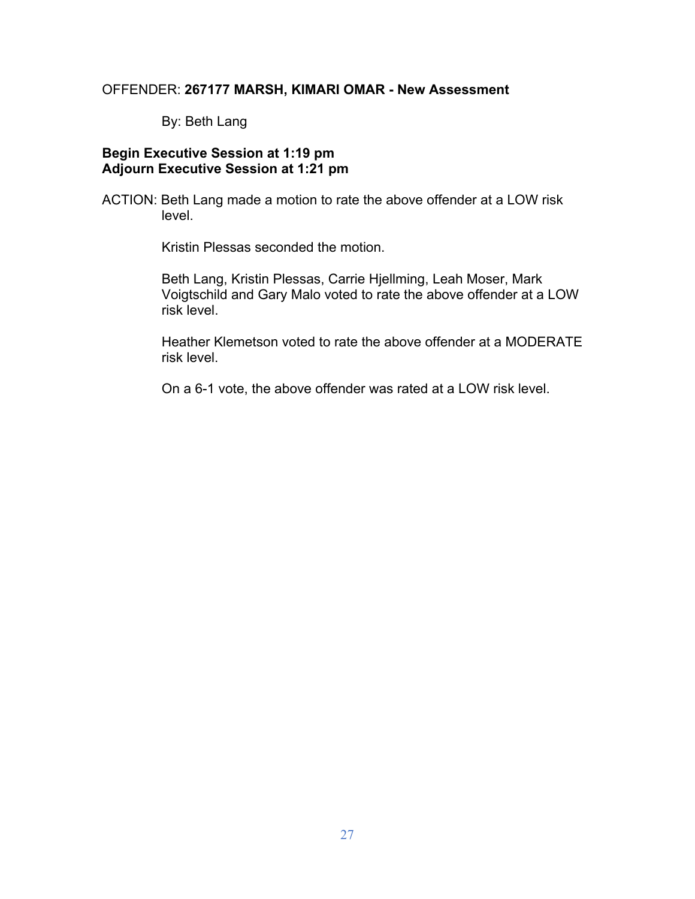OFFENDER: **267177 MARSH, KIMARI OMAR - New Assessment**

By: Beth Lang

**Begin Executive Session at 1:19 pm**
**Adjourn Executive Session at 1:21 pm**

ACTION: Beth Lang made a motion to rate the above offender at a LOW risk level.

Kristin Plessas seconded the motion.

Beth Lang, Kristin Plessas, Carrie Hjellming, Leah Moser, Mark Voigtschild and Gary Malo voted to rate the above offender at a LOW risk level.

Heather Klemetson voted to rate the above offender at a MODERATE risk level.

On a 6-1 vote, the above offender was rated at a LOW risk level.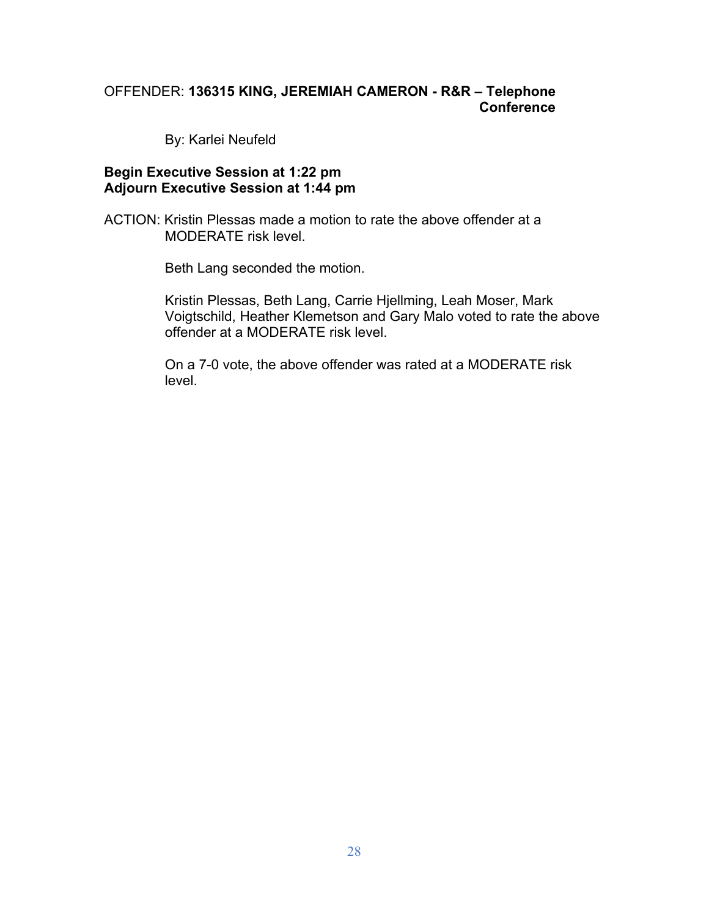OFFENDER: **136315 KING, JEREMIAH CAMERON - R&R – Telephone Conference**

By: Karlei Neufeld

**Begin Executive Session at 1:22 pm**
**Adjourn Executive Session at 1:44 pm**

ACTION: Kristin Plessas made a motion to rate the above offender at a MODERATE risk level.

Beth Lang seconded the motion.

Kristin Plessas, Beth Lang, Carrie Hjellming, Leah Moser, Mark Voigtschild, Heather Klemetson and Gary Malo voted to rate the above offender at a MODERATE risk level.

On a 7-0 vote, the above offender was rated at a MODERATE risk level.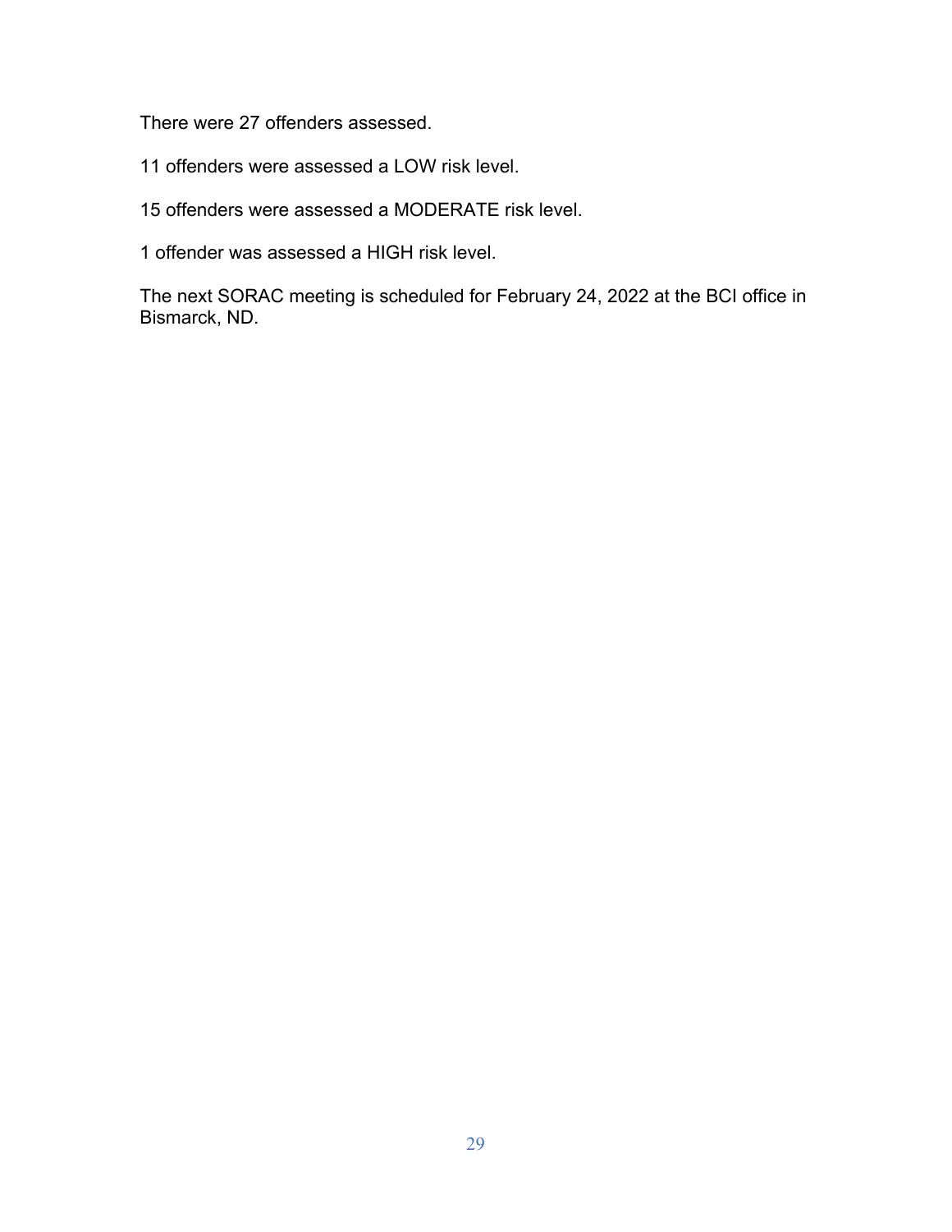There were 27 offenders assessed.

11 offenders were assessed a LOW risk level.

15 offenders were assessed a MODERATE risk level.

1 offender was assessed a HIGH risk level.

The next SORAC meeting is scheduled for February 24, 2022 at the BCI office in Bismarck, ND.